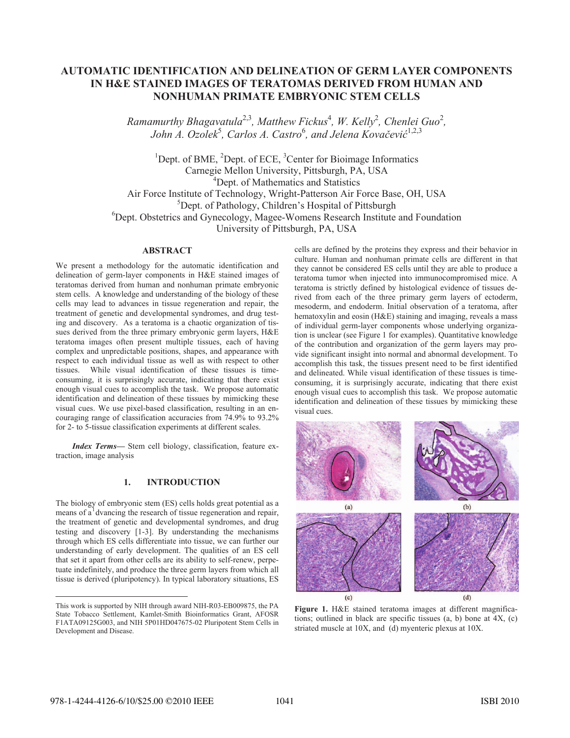# AUTOMATIC IDENTIFICATION AND DELINEATION OF GERM LAYER COMPONENTS IN H&E STAINED IMAGES OF TERATOMAS DERIVED FROM HUMAN AND NONHUMAN PRIMATE EMBRYONIC STEM CELLS

*Ramamurthy Bhagavatula[2,3], Matthew Fickus[4], W. Kelly[2], Chenlei Guo[2], John A. Ozolek[5], Carlos A. Castro[6], and Jelena Kovačević[1,2,3]*

[1]Dept. of BME, [2]Dept. of ECE, [3]Center for Bioimage Informatics
Carnegie Mellon University, Pittsburgh, PA, USA
[4]Dept. of Mathematics and Statistics
Air Force Institute of Technology, Wright-Patterson Air Force Base, OH, USA
[5]Dept. of Pathology, Children's Hospital of Pittsburgh
[6]Dept. Obstetrics and Gynecology, Magee-Womens Research Institute and Foundation
University of Pittsburgh, PA, USA

## ABSTRACT

We present a methodology for the automatic identification and delineation of germ-layer components in H&E stained images of teratomas derived from human and nonhuman primate embryonic stem cells. A knowledge and understanding of the biology of these cells may lead to advances in tissue regeneration and repair, the treatment of genetic and developmental syndromes, and drug testing and discovery. As a teratoma is a chaotic organization of tissues derived from the three primary embryonic germ layers, H&E teratoma images often present multiple tissues, each of having complex and unpredictable positions, shapes, and appearance with respect to each individual tissue as well as with respect to other tissues. While visual identification of these tissues is time-consuming, it is surprisingly accurate, indicating that there exist enough visual cues to accomplish the task. We propose automatic identification and delineation of these tissues by mimicking these visual cues. We use pixel-based classification, resulting in an encouraging range of classification accuracies from 74.9% to 93.2% for 2- to 5-tissue classification experiments at different scales.

***Index Terms***— Stem cell biology, classification, feature extraction, image analysis

## 1. INTRODUCTION

The biology of embryonic stem (ES) cells holds great potential as a means of a[1]dvancing the research of tissue regeneration and repair, the treatment of genetic and developmental syndromes, and drug testing and discovery [1-3]. By understanding the mechanisms through which ES cells differentiate into tissue, we can further our understanding of early development. The qualities of an ES cell that set it apart from other cells are its ability to self-renew, perpetuate indefinitely, and produce the three germ layers from which all tissue is derived (pluripotency). In typical laboratory situations, ES cells are defined by the proteins they express and their behavior in culture. Human and nonhuman primate cells are different in that they cannot be considered ES cells until they are able to produce a teratoma tumor when injected into immunocompromised mice. A teratoma is strictly defined by histological evidence of tissues derived from each of the three primary germ layers of ectoderm, mesoderm, and endoderm. Initial observation of a teratoma, after hematoxylin and eosin (H&E) staining and imaging, reveals a mass of individual germ-layer components whose underlying organization is unclear (see Figure 1 for examples). Quantitative knowledge of the contribution and organization of the germ layers may provide significant insight into normal and abnormal development. To accomplish this task, the tissues present need to be first identified and delineated. While visual identification of these tissues is time-consuming, it is surprisingly accurate, indicating that there exist enough visual cues to accomplish this task. We propose automatic identification and delineation of these tissues by mimicking these visual cues.

**Figure 1.** H&E stained teratoma images at different magnifications; outlined in black are specific tissues (a, b) bone at 4X, (c) striated muscle at 10X, and (d) myenteric plexus at 10X.

---

[1] This work is supported by NIH through award NIH-R03-EB009875, the PA State Tobacco Settlement, Kamlet-Smith Bioinformatics Grant, AFOSR F1ATA09125G003, and NIH 5P01HD047675-02 Pluripotent Stem Cells in Development and Disease.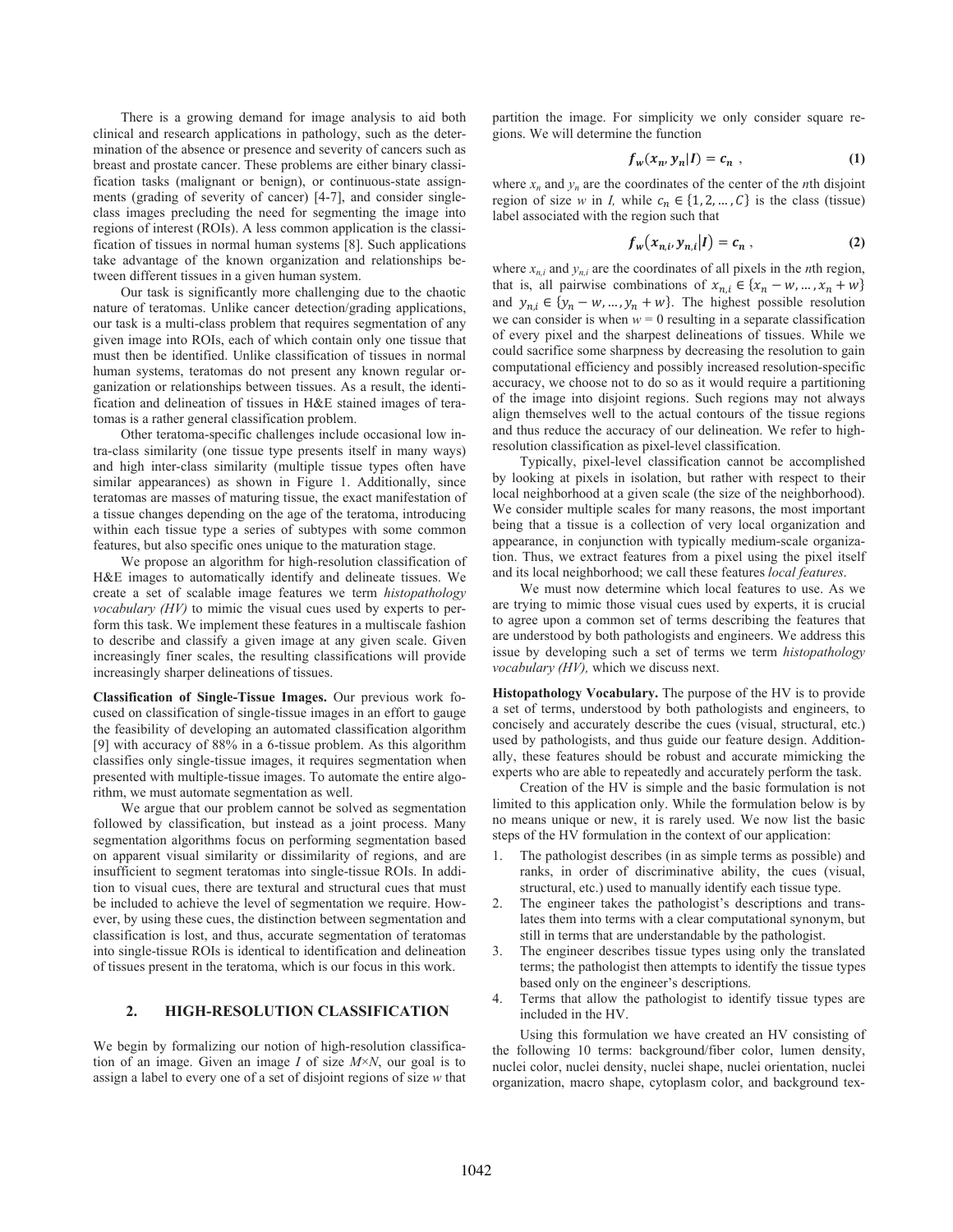There is a growing demand for image analysis to aid both clinical and research applications in pathology, such as the determination of the absence or presence and severity of cancers such as breast and prostate cancer. These problems are either binary classification tasks (malignant or benign), or continuous-state assignments (grading of severity of cancer) [4-7], and consider single-class images precluding the need for segmenting the image into regions of interest (ROIs). A less common application is the classification of tissues in normal human systems [8]. Such applications take advantage of the known organization and relationships between different tissues in a given human system.

Our task is significantly more challenging due to the chaotic nature of teratomas. Unlike cancer detection/grading applications, our task is a multi-class problem that requires segmentation of any given image into ROIs, each of which contain only one tissue that must then be identified. Unlike classification of tissues in normal human systems, teratomas do not present any known regular organization or relationships between tissues. As a result, the identification and delineation of tissues in H&E stained images of teratomas is a rather general classification problem.

Other teratoma-specific challenges include occasional low intra-class similarity (one tissue type presents itself in many ways) and high inter-class similarity (multiple tissue types often have similar appearances) as shown in Figure 1. Additionally, since teratomas are masses of maturing tissue, the exact manifestation of a tissue changes depending on the age of the teratoma, introducing within each tissue type a series of subtypes with some common features, but also specific ones unique to the maturation stage.

We propose an algorithm for high-resolution classification of H&E images to automatically identify and delineate tissues. We create a set of scalable image features we term *histopathology vocabulary (HV)* to mimic the visual cues used by experts to perform this task. We implement these features in a multiscale fashion to describe and classify a given image at any given scale. Given increasingly finer scales, the resulting classifications will provide increasingly sharper delineations of tissues.

**Classification of Single-Tissue Images.** Our previous work focused on classification of single-tissue images in an effort to gauge the feasibility of developing an automated classification algorithm [9] with accuracy of 88% in a 6-tissue problem. As this algorithm classifies only single-tissue images, it requires segmentation when presented with multiple-tissue images. To automate the entire algorithm, we must automate segmentation as well.

We argue that our problem cannot be solved as segmentation followed by classification, but instead as a joint process. Many segmentation algorithms focus on performing segmentation based on apparent visual similarity or dissimilarity of regions, and are insufficient to segment teratomas into single-tissue ROIs. In addition to visual cues, there are textural and structural cues that must be included to achieve the level of segmentation we require. However, by using these cues, the distinction between segmentation and classification is lost, and thus, accurate segmentation of teratomas into single-tissue ROIs is identical to identification and delineation of tissues present in the teratoma, which is our focus in this work.

## 2. HIGH-RESOLUTION CLASSIFICATION

We begin by formalizing our notion of high-resolution classification of an image. Given an image $I$ of size $M \times N$, our goal is to assign a label to every one of a set of disjoint regions of size $w$ that partition the image. For simplicity we only consider square regions. We will determine the function

$$f_w(x_n, y_n | I) = c_n \,, \tag{1}$$

where $x_n$ and $y_n$ are the coordinates of the center of the $n$th disjoint region of size $w$ in $I$, while $c_n \in \{1, 2, \ldots, C\}$ is the class (tissue) label associated with the region such that

$$f_w(x_{n,i}, y_{n,i} | I) = c_n \,, \tag{2}$$

where $x_{n,i}$ and $y_{n,i}$ are the coordinates of all pixels in the $n$th region, that is, all pairwise combinations of $x_{n,i} \in \{x_n - w, \ldots, x_n + w\}$ and $y_{n,i} \in \{y_n - w, \ldots, y_n + w\}$. The highest possible resolution we can consider is when $w = 0$ resulting in a separate classification of every pixel and the sharpest delineations of tissues. While we could sacrifice some sharpness by decreasing the resolution to gain computational efficiency and possibly increased resolution-specific accuracy, we choose not to do so as it would require a partitioning of the image into disjoint regions. Such regions may not always align themselves well to the actual contours of the tissue regions and thus reduce the accuracy of our delineation. We refer to high-resolution classification as pixel-level classification.

Typically, pixel-level classification cannot be accomplished by looking at pixels in isolation, but rather with respect to their local neighborhood at a given scale (the size of the neighborhood). We consider multiple scales for many reasons, the most important being that a tissue is a collection of very local organization and appearance, in conjunction with typically medium-scale organization. Thus, we extract features from a pixel using the pixel itself and its local neighborhood; we call these features *local features*.

We must now determine which local features to use. As we are trying to mimic those visual cues used by experts, it is crucial to agree upon a common set of terms describing the features that are understood by both pathologists and engineers. We address this issue by developing such a set of terms we term *histopathology vocabulary (HV),* which we discuss next.

**Histopathology Vocabulary.** The purpose of the HV is to provide a set of terms, understood by both pathologists and engineers, to concisely and accurately describe the cues (visual, structural, etc.) used by pathologists, and thus guide our feature design. Additionally, these features should be robust and accurate mimicking the experts who are able to repeatedly and accurately perform the task.

Creation of the HV is simple and the basic formulation is not limited to this application only. While the formulation below is by no means unique or new, it is rarely used. We now list the basic steps of the HV formulation in the context of our application:

1. The pathologist describes (in as simple terms as possible) and ranks, in order of discriminative ability, the cues (visual, structural, etc.) used to manually identify each tissue type.
2. The engineer takes the pathologist's descriptions and translates them into terms with a clear computational synonym, but still in terms that are understandable by the pathologist.
3. The engineer describes tissue types using only the translated terms; the pathologist then attempts to identify the tissue types based only on the engineer's descriptions.
4. Terms that allow the pathologist to identify tissue types are included in the HV.

Using this formulation we have created an HV consisting of the following 10 terms: background/fiber color, lumen density, nuclei color, nuclei density, nuclei shape, nuclei orientation, nuclei organization, macro shape, cytoplasm color, and background tex-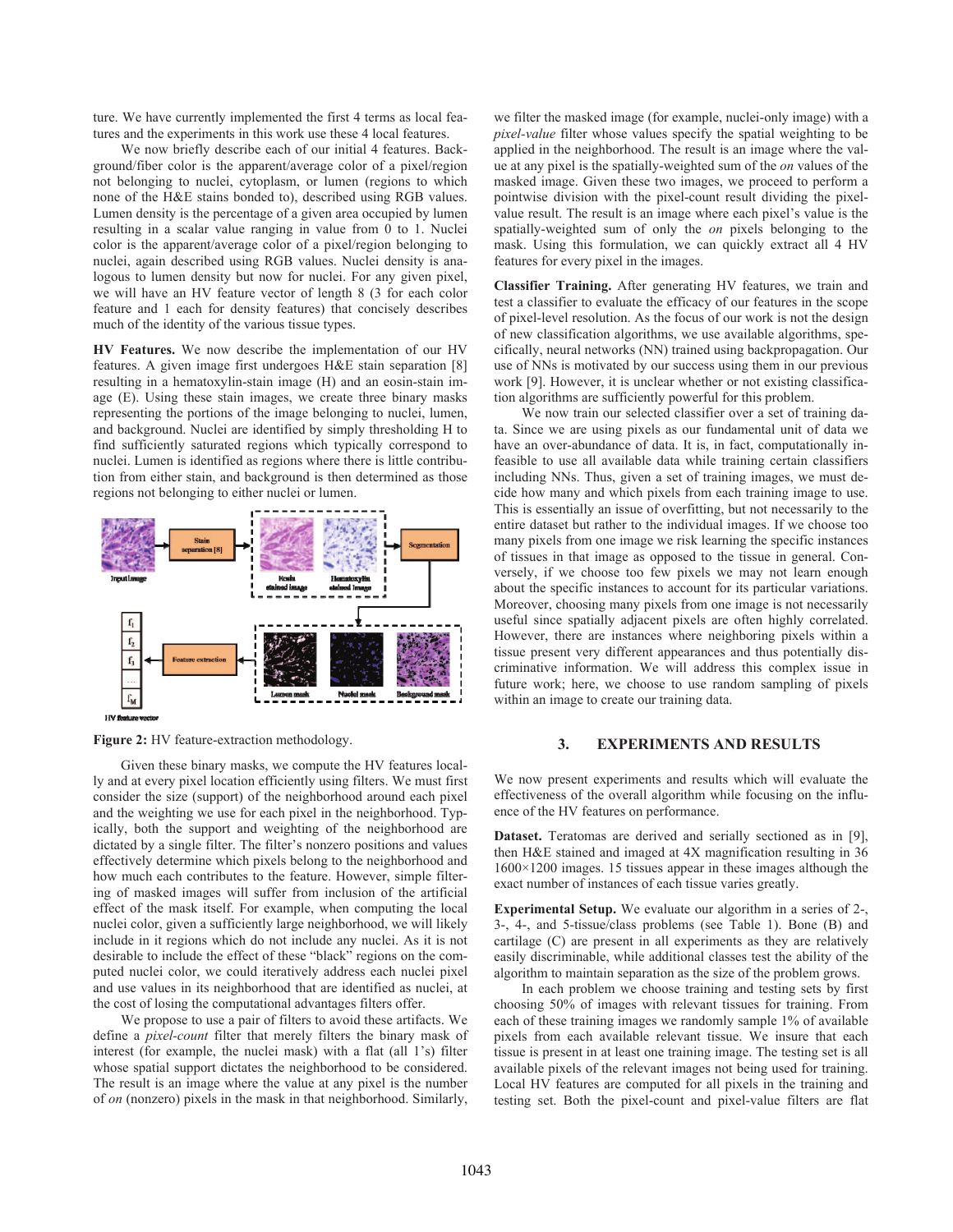ture. We have currently implemented the first 4 terms as local features and the experiments in this work use these 4 local features.

We now briefly describe each of our initial 4 features. Background/fiber color is the apparent/average color of a pixel/region not belonging to nuclei, cytoplasm, or lumen (regions to which none of the H&E stains bonded to), described using RGB values. Lumen density is the percentage of a given area occupied by lumen resulting in a scalar value ranging in value from 0 to 1. Nuclei color is the apparent/average color of a pixel/region belonging to nuclei, again described using RGB values. Nuclei density is analogous to lumen density but now for nuclei. For any given pixel, we will have an HV feature vector of length 8 (3 for each color feature and 1 each for density features) that concisely describes much of the identity of the various tissue types.

**HV Features.** We now describe the implementation of our HV features. A given image first undergoes H&E stain separation [8] resulting in a hematoxylin-stain image (H) and an eosin-stain image (E). Using these stain images, we create three binary masks representing the portions of the image belonging to nuclei, lumen, and background. Nuclei are identified by simply thresholding H to find sufficiently saturated regions which typically correspond to nuclei. Lumen is identified as regions where there is little contribution from either stain, and background is then determined as those regions not belonging to either nuclei or lumen.

**Figure 2:** HV feature-extraction methodology.

Given these binary masks, we compute the HV features locally and at every pixel location efficiently using filters. We must first consider the size (support) of the neighborhood around each pixel and the weighting we use for each pixel in the neighborhood. Typically, both the support and weighting of the neighborhood are dictated by a single filter. The filter's nonzero positions and values effectively determine which pixels belong to the neighborhood and how much each contributes to the feature. However, simple filtering of masked images will suffer from inclusion of the artificial effect of the mask itself. For example, when computing the local nuclei color, given a sufficiently large neighborhood, we will likely include in it regions which do not include any nuclei. As it is not desirable to include the effect of these "black" regions on the computed nuclei color, we could iteratively address each nuclei pixel and use values in its neighborhood that are identified as nuclei, at the cost of losing the computational advantages filters offer.

We propose to use a pair of filters to avoid these artifacts. We define a *pixel-count* filter that merely filters the binary mask of interest (for example, the nuclei mask) with a flat (all 1's) filter whose spatial support dictates the neighborhood to be considered. The result is an image where the value at any pixel is the number of *on* (nonzero) pixels in the mask in that neighborhood. Similarly, we filter the masked image (for example, nuclei-only image) with a *pixel-value* filter whose values specify the spatial weighting to be applied in the neighborhood. The result is an image where the value at any pixel is the spatially-weighted sum of the *on* values of the masked image. Given these two images, we proceed to perform a pointwise division with the pixel-count result dividing the pixel-value result. The result is an image where each pixel's value is the spatially-weighted sum of only the *on* pixels belonging to the mask. Using this formulation, we can quickly extract all 4 HV features for every pixel in the images.

**Classifier Training.** After generating HV features, we train and test a classifier to evaluate the efficacy of our features in the scope of pixel-level resolution. As the focus of our work is not the design of new classification algorithms, we use available algorithms, specifically, neural networks (NN) trained using backpropagation. Our use of NNs is motivated by our success using them in our previous work [9]. However, it is unclear whether or not existing classification algorithms are sufficiently powerful for this problem.

We now train our selected classifier over a set of training data. Since we are using pixels as our fundamental unit of data we have an over-abundance of data. It is, in fact, computationally infeasible to use all available data while training certain classifiers including NNs. Thus, given a set of training images, we must decide how many and which pixels from each training image to use. This is essentially an issue of overfitting, but not necessarily to the entire dataset but rather to the individual images. If we choose too many pixels from one image we risk learning the specific instances of tissues in that image as opposed to the tissue in general. Conversely, if we choose too few pixels we may not learn enough about the specific instances to account for its particular variations. Moreover, choosing many pixels from one image is not necessarily useful since spatially adjacent pixels are often highly correlated. However, there are instances where neighboring pixels within a tissue present very different appearances and thus potentially discriminative information. We will address this complex issue in future work; here, we choose to use random sampling of pixels within an image to create our training data.

## 3. EXPERIMENTS AND RESULTS

We now present experiments and results which will evaluate the effectiveness of the overall algorithm while focusing on the influence of the HV features on performance.

**Dataset.** Teratomas are derived and serially sectioned as in [9], then H&E stained and imaged at 4X magnification resulting in 36 1600×1200 images. 15 tissues appear in these images although the exact number of instances of each tissue varies greatly.

**Experimental Setup.** We evaluate our algorithm in a series of 2-, 3-, 4-, and 5-tissue/class problems (see Table 1). Bone (B) and cartilage (C) are present in all experiments as they are relatively easily discriminable, while additional classes test the ability of the algorithm to maintain separation as the size of the problem grows.

In each problem we choose training and testing sets by first choosing 50% of images with relevant tissues for training. From each of these training images we randomly sample 1% of available pixels from each available relevant tissue. We insure that each tissue is present in at least one training image. The testing set is all available pixels of the relevant images not being used for training. Local HV features are computed for all pixels in the training and testing set. Both the pixel-count and pixel-value filters are flat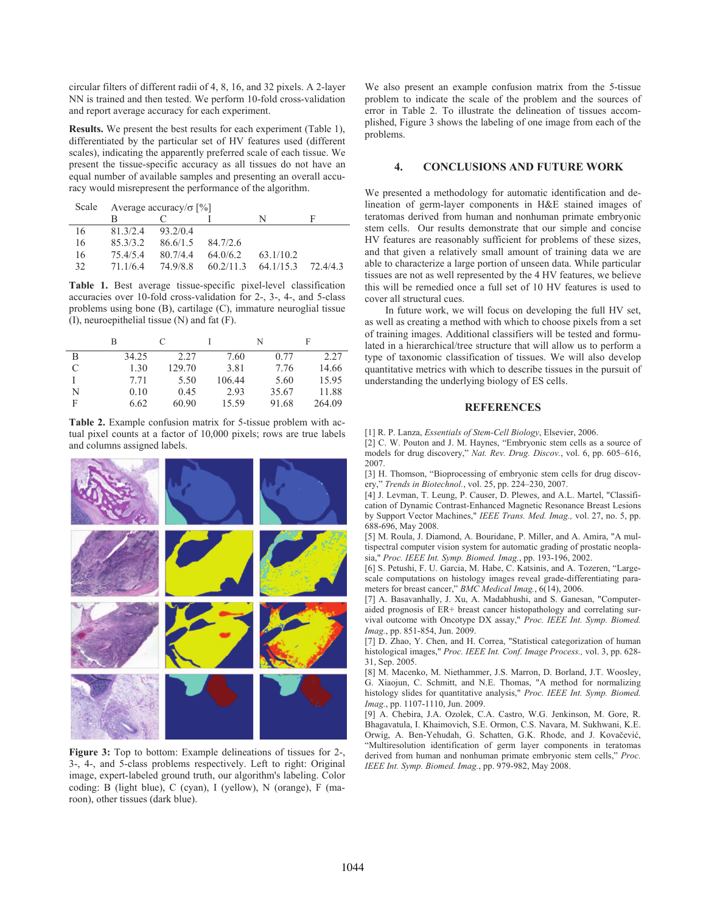circular filters of different radii of 4, 8, 16, and 32 pixels. A 2-layer NN is trained and then tested. We perform 10-fold cross-validation and report average accuracy for each experiment.

**Results.** We present the best results for each experiment (Table 1), differentiated by the particular set of HV features used (different scales), indicating the apparently preferred scale of each tissue. We present the tissue-specific accuracy as all tissues do not have an equal number of available samples and presenting an overall accuracy would misrepresent the performance of the algorithm.

| Scale | Average accuracy/σ [%] | | | | |
|---|---|---|---|---|---|
| | B | C | I | N | F |
| 16 | 81.3/2.4 | 93.2/0.4 | | | |
| 16 | 85.3/3.2 | 86.6/1.5 | 84.7/2.6 | | |
| 16 | 75.4/5.4 | 80.7/4.4 | 64.0/6.2 | 63.1/10.2 | |
| 32 | 71.1/6.4 | 74.9/8.8 | 60.2/11.3 | 64.1/15.3 | 72.4/4.3 |

**Table 1.** Best average tissue-specific pixel-level classification accuracies over 10-fold cross-validation for 2-, 3-, 4-, and 5-class problems using bone (B), cartilage (C), immature neuroglial tissue (I), neuroepithelial tissue (N) and fat (F).

| | B | C | I | N | F |
|---|---|---|---|---|---|
| B | 34.25 | 2.27 | 7.60 | 0.77 | 2.27 |
| C | 1.30 | 129.70 | 3.81 | 7.76 | 14.66 |
| I | 7.71 | 5.50 | 106.44 | 5.60 | 15.95 |
| N | 0.10 | 0.45 | 2.93 | 35.67 | 11.88 |
| F | 6.62 | 60.90 | 15.59 | 91.68 | 264.09 |

**Table 2.** Example confusion matrix for 5-tissue problem with actual pixel counts at a factor of 10,000 pixels; rows are true labels and columns assigned labels.

**Figure 3:** Top to bottom: Example delineations of tissues for 2-, 3-, 4-, and 5-class problems respectively. Left to right: Original image, expert-labeled ground truth, our algorithm's labeling. Color coding: B (light blue), C (cyan), I (yellow), N (orange), F (maroon), other tissues (dark blue).

We also present an example confusion matrix from the 5-tissue problem to indicate the scale of the problem and the sources of error in Table 2. To illustrate the delineation of tissues accomplished, Figure 3 shows the labeling of one image from each of the problems.

## 4. CONCLUSIONS AND FUTURE WORK

We presented a methodology for automatic identification and delineation of germ-layer components in H&E stained images of teratomas derived from human and nonhuman primate embryonic stem cells. Our results demonstrate that our simple and concise HV features are reasonably sufficient for problems of these sizes, and that given a relatively small amount of training data we are able to characterize a large portion of unseen data. While particular tissues are not as well represented by the 4 HV features, we believe this will be remedied once a full set of 10 HV features is used to cover all structural cues.

In future work, we will focus on developing the full HV set, as well as creating a method with which to choose pixels from a set of training images. Additional classifiers will be tested and formulated in a hierarchical/tree structure that will allow us to perform a type of taxonomic classification of tissues. We will also develop quantitative metrics with which to describe tissues in the pursuit of understanding the underlying biology of ES cells.

## REFERENCES

[1] R. P. Lanza, *Essentials of Stem-Cell Biology*, Elsevier, 2006.

[2] C. W. Pouton and J. M. Haynes, "Embryonic stem cells as a source of models for drug discovery," *Nat. Rev. Drug. Discov.*, vol. 6, pp. 605–616, 2007.

[3] H. Thomson, "Bioprocessing of embryonic stem cells for drug discovery," *Trends in Biotechnol.*, vol. 25, pp. 224–230, 2007.

[4] J. Levman, T. Leung, P. Causer, D. Plewes, and A.L. Martel, "Classification of Dynamic Contrast-Enhanced Magnetic Resonance Breast Lesions by Support Vector Machines," *IEEE Trans. Med. Imag.,* vol. 27, no. 5, pp. 688-696, May 2008.

[5] M. Roula, J. Diamond, A. Bouridane, P. Miller, and A. Amira, "A multispectral computer vision system for automatic grading of prostatic neoplasia," *Proc. IEEE Int. Symp. Biomed. Imag.*, pp. 193-196, 2002.

[6] S. Petushi, F. U. Garcia, M. Habe, C. Katsinis, and A. Tozeren, "Large-scale computations on histology images reveal grade-differentiating parameters for breast cancer," *BMC Medical Imag.*, 6(14), 2006.

[7] A. Basavanhally, J. Xu, A. Madabhushi, and S. Ganesan, "Computer-aided prognosis of ER+ breast cancer histopathology and correlating survival outcome with Oncotype DX assay," *Proc. IEEE Int. Symp. Biomed. Imag.*, pp. 851-854, Jun. 2009.

[7] D. Zhao, Y. Chen, and H. Correa, "Statistical categorization of human histological images," *Proc. IEEE Int. Conf. Image Process.,* vol. 3, pp. 628-31, Sep. 2005.

[8] M. Macenko, M. Niethammer, J.S. Marron, D. Borland, J.T. Woosley, G. Xiaojun, C. Schmitt, and N.E. Thomas, "A method for normalizing histology slides for quantitative analysis," *Proc. IEEE Int. Symp. Biomed. Imag.*, pp. 1107-1110, Jun. 2009.

[9] A. Chebira, J.A. Ozolek, C.A. Castro, W.G. Jenkinson, M. Gore, R. Bhagavatula, I. Khaimovich, S.E. Ormon, C.S. Navara, M. Sukhwani, K.E. Orwig, A. Ben-Yehudah, G. Schatten, G.K. Rhode, and J. Kovačević, "Multiresolution identification of germ layer components in teratomas derived from human and nonhuman primate embryonic stem cells," *Proc. IEEE Int. Symp. Biomed. Imag.*, pp. 979-982, May 2008.